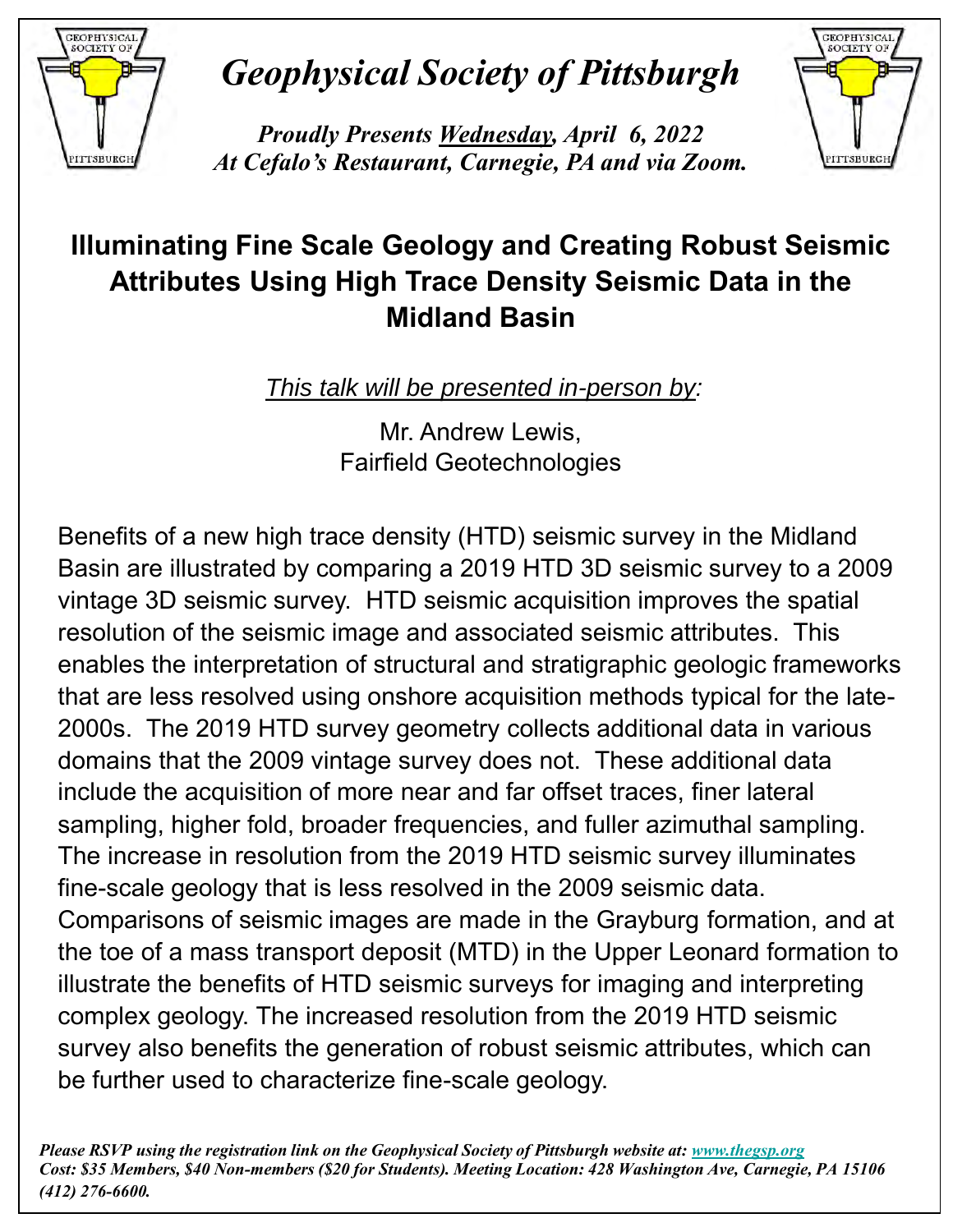# *Geophysical Society of Pittsburgh*

***Proudly Presents Wednesday, April 6, 2022***
***At Cefalo's Restaurant, Carnegie, PA and via Zoom.***

## Illuminating Fine Scale Geology and Creating Robust Seismic Attributes Using High Trace Density Seismic Data in the Midland Basin

*This talk will be presented in-person by:*

Mr. Andrew Lewis,
Fairfield Geotechnologies

Benefits of a new high trace density (HTD) seismic survey in the Midland Basin are illustrated by comparing a 2019 HTD 3D seismic survey to a 2009 vintage 3D seismic survey. HTD seismic acquisition improves the spatial resolution of the seismic image and associated seismic attributes. This enables the interpretation of structural and stratigraphic geologic frameworks that are less resolved using onshore acquisition methods typical for the late-2000s. The 2019 HTD survey geometry collects additional data in various domains that the 2009 vintage survey does not. These additional data include the acquisition of more near and far offset traces, finer lateral sampling, higher fold, broader frequencies, and fuller azimuthal sampling. The increase in resolution from the 2019 HTD seismic survey illuminates fine-scale geology that is less resolved in the 2009 seismic data. Comparisons of seismic images are made in the Grayburg formation, and at the toe of a mass transport deposit (MTD) in the Upper Leonard formation to illustrate the benefits of HTD seismic surveys for imaging and interpreting complex geology. The increased resolution from the 2019 HTD seismic survey also benefits the generation of robust seismic attributes, which can be further used to characterize fine-scale geology.

***Please RSVP using the registration link on the Geophysical Society of Pittsburgh website at: [www.thegsp.org](www.thegsp.org)***
***Cost: $35 Members, $40 Non-members ($20 for Students). Meeting Location: 428 Washington Ave, Carnegie, PA 15106 (412) 276-6600.***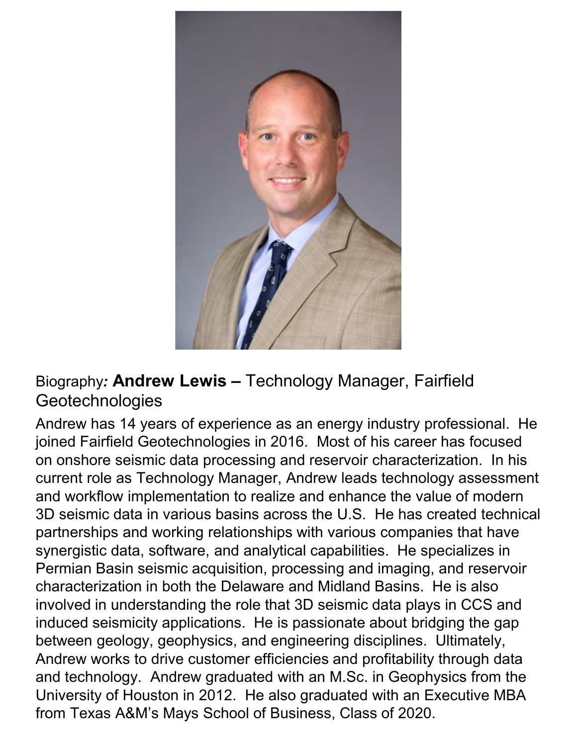Biography*:* **Andrew Lewis –** Technology Manager, Fairfield Geotechnologies

Andrew has 14 years of experience as an energy industry professional. He joined Fairfield Geotechnologies in 2016. Most of his career has focused on onshore seismic data processing and reservoir characterization. In his current role as Technology Manager, Andrew leads technology assessment and workflow implementation to realize and enhance the value of modern 3D seismic data in various basins across the U.S. He has created technical partnerships and working relationships with various companies that have synergistic data, software, and analytical capabilities. He specializes in Permian Basin seismic acquisition, processing and imaging, and reservoir characterization in both the Delaware and Midland Basins. He is also involved in understanding the role that 3D seismic data plays in CCS and induced seismicity applications. He is passionate about bridging the gap between geology, geophysics, and engineering disciplines. Ultimately, Andrew works to drive customer efficiencies and profitability through data and technology. Andrew graduated with an M.Sc. in Geophysics from the University of Houston in 2012. He also graduated with an Executive MBA from Texas A&M's Mays School of Business, Class of 2020.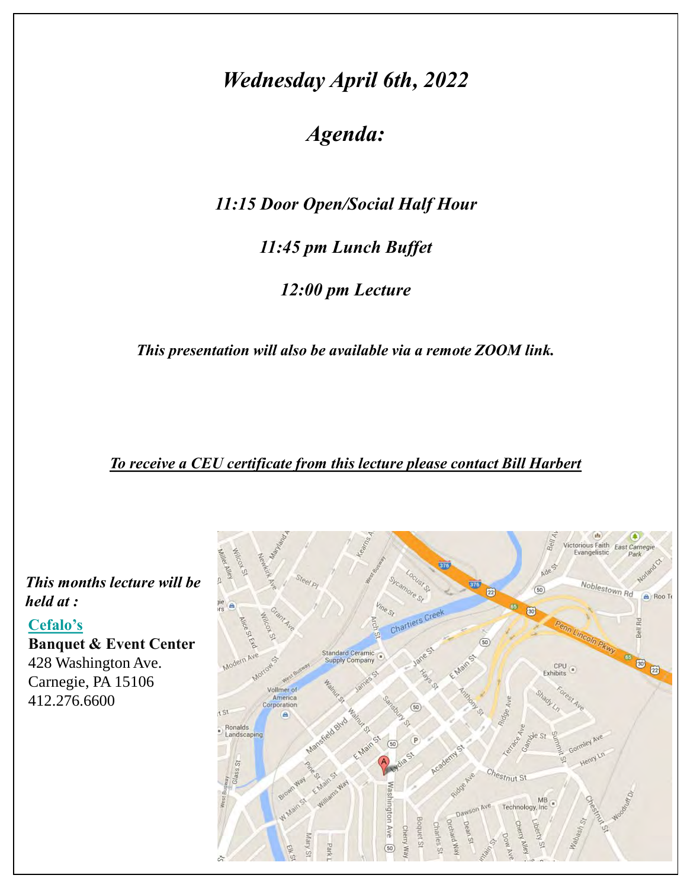# *Wednesday April 6th, 2022*

## *Agenda:*

***11:15 Door Open/Social Half Hour***

***11:45 pm Lunch Buffet***

***12:00 pm Lecture***

***This presentation will also be available via a remote ZOOM link.***

***To receive a CEU certificate from this lecture please contact Bill Harbert***

***This months lecture will be held at :***

**Cefalo's**
**Banquet & Event Center**
428 Washington Ave.
Carnegie, PA 15106
412.276.6600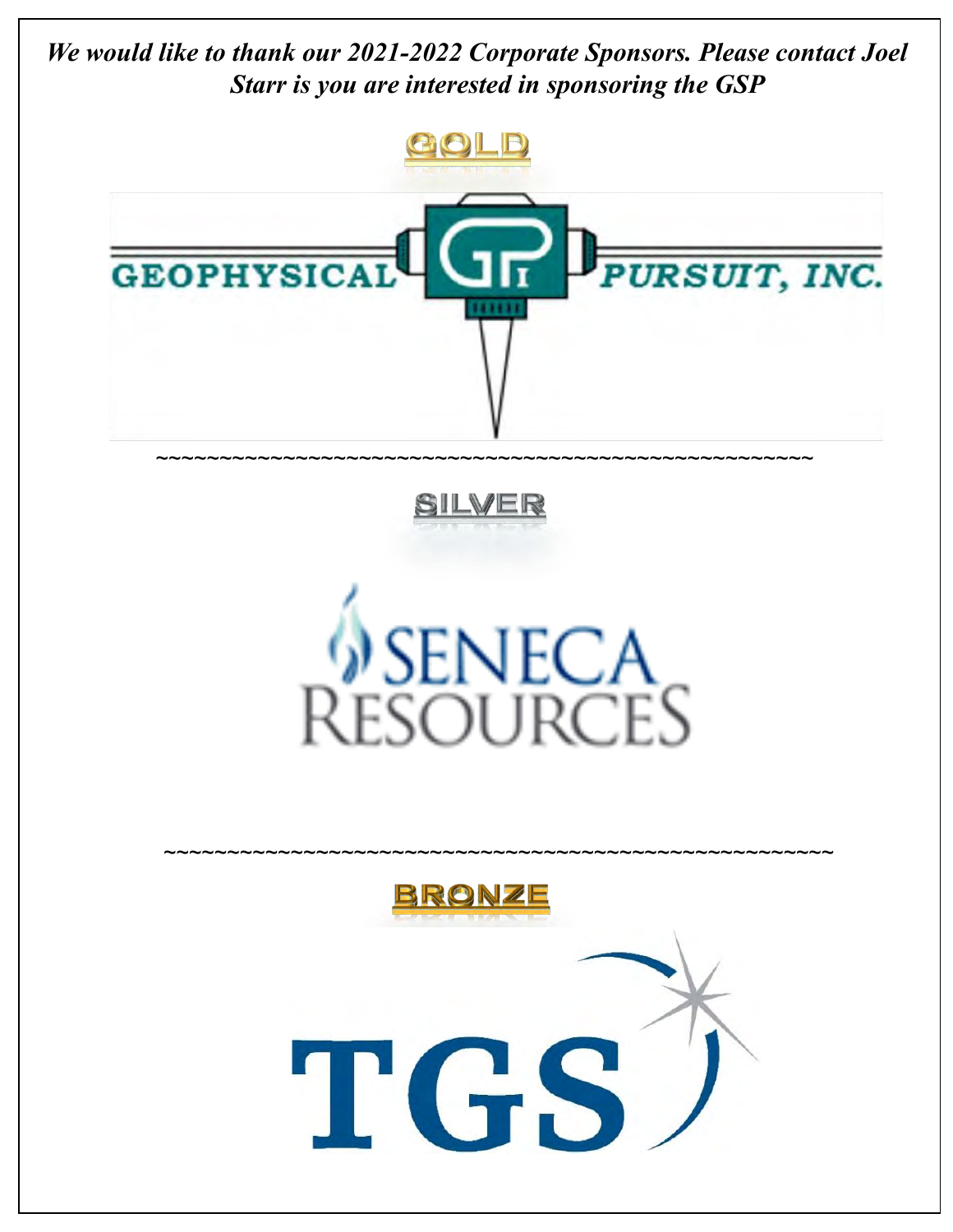***We would like to thank our 2021-2022 Corporate Sponsors. Please contact Joel Starr is you are interested in sponsoring the GSP***

GOLD

GEOPHYSICAL PURSUIT, INC.

~~~~~~~~~~~~~~~~~~~~~~~~~~~~~~~~~~~~~~~~~~~~~~~~~~~~

SILVER

SENECA RESOURCES

~~~~~~~~~~~~~~~~~~~~~~~~~~~~~~~~~~~~~~~~~~~~~~~~~~~~

BRONZE

TGS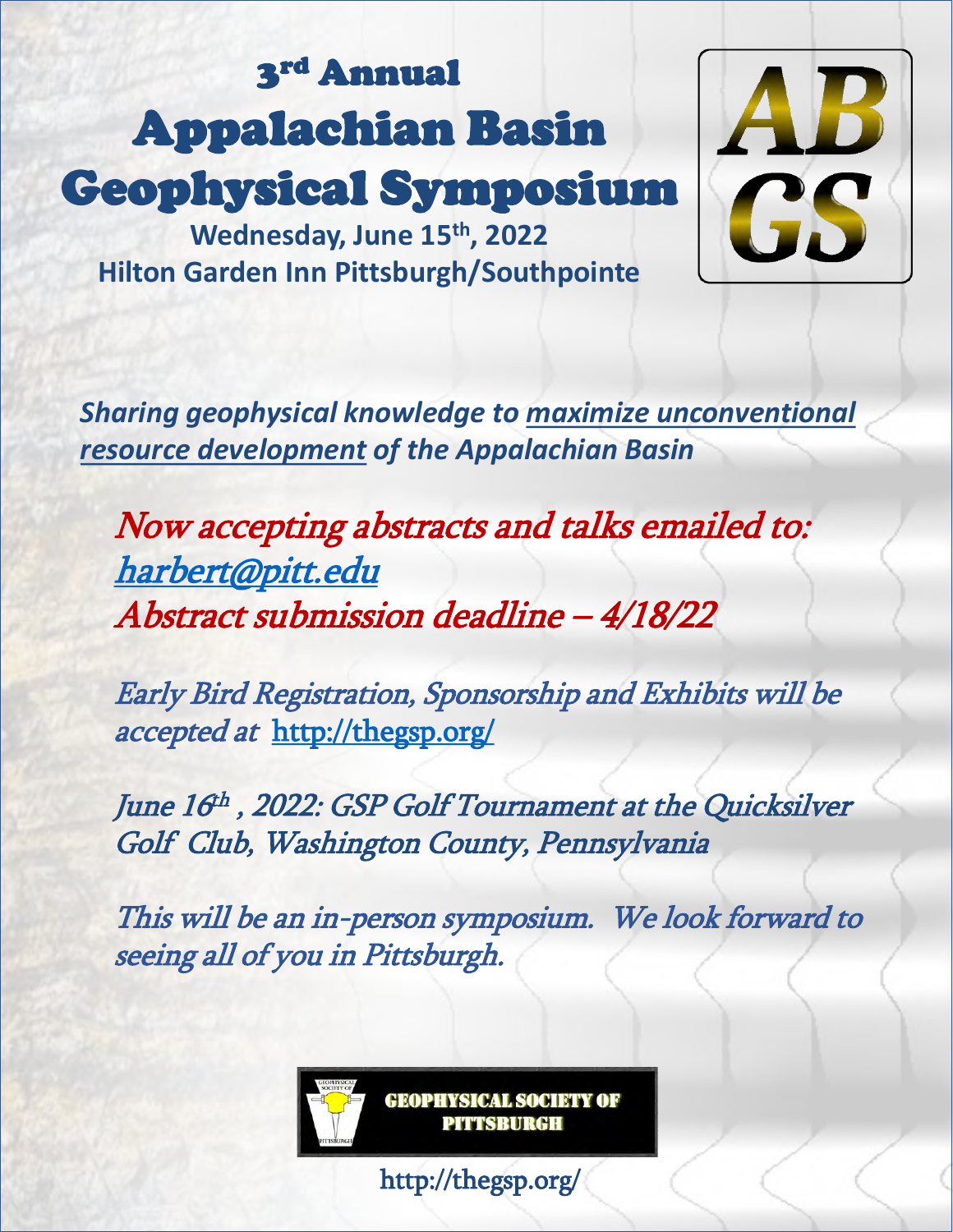# 3rd Annual Appalachian Basin Geophysical Symposium

**Wednesday, June 15th, 2022**
**Hilton Garden Inn Pittsburgh/Southpointe**

AB GS

***Sharing geophysical knowledge to maximize unconventional resource development of the Appalachian Basin***

*Now accepting abstracts and talks emailed to: harbert@pitt.edu*
*Abstract submission deadline – 4/18/22*

*Early Bird Registration, Sponsorship and Exhibits will be accepted at* http://thegsp.org/

*June 16th , 2022: GSP Golf Tournament at the Quicksilver Golf Club, Washington County, Pennsylvania*

*This will be an in-person symposium. We look forward to seeing all of you in Pittsburgh.*

GEOPHYSICAL SOCIETY OF PITTSBURGH

http://thegsp.org/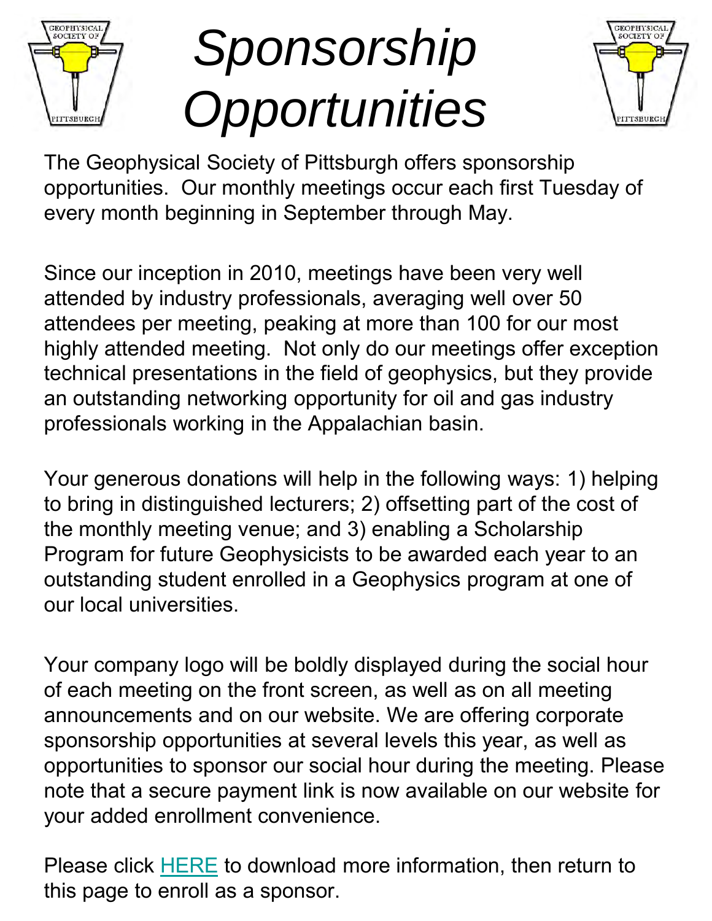# *Sponsorship Opportunities*

The Geophysical Society of Pittsburgh offers sponsorship opportunities. Our monthly meetings occur each first Tuesday of every month beginning in September through May.

Since our inception in 2010, meetings have been very well attended by industry professionals, averaging well over 50 attendees per meeting, peaking at more than 100 for our most highly attended meeting. Not only do our meetings offer exception technical presentations in the field of geophysics, but they provide an outstanding networking opportunity for oil and gas industry professionals working in the Appalachian basin.

Your generous donations will help in the following ways: 1) helping to bring in distinguished lecturers; 2) offsetting part of the cost of the monthly meeting venue; and 3) enabling a Scholarship Program for future Geophysicists to be awarded each year to an outstanding student enrolled in a Geophysics program at one of our local universities.

Your company logo will be boldly displayed during the social hour of each meeting on the front screen, as well as on all meeting announcements and on our website. We are offering corporate sponsorship opportunities at several levels this year, as well as opportunities to sponsor our social hour during the meeting. Please note that a secure payment link is now available on our website for your added enrollment convenience.

Please click HERE to download more information, then return to this page to enroll as a sponsor.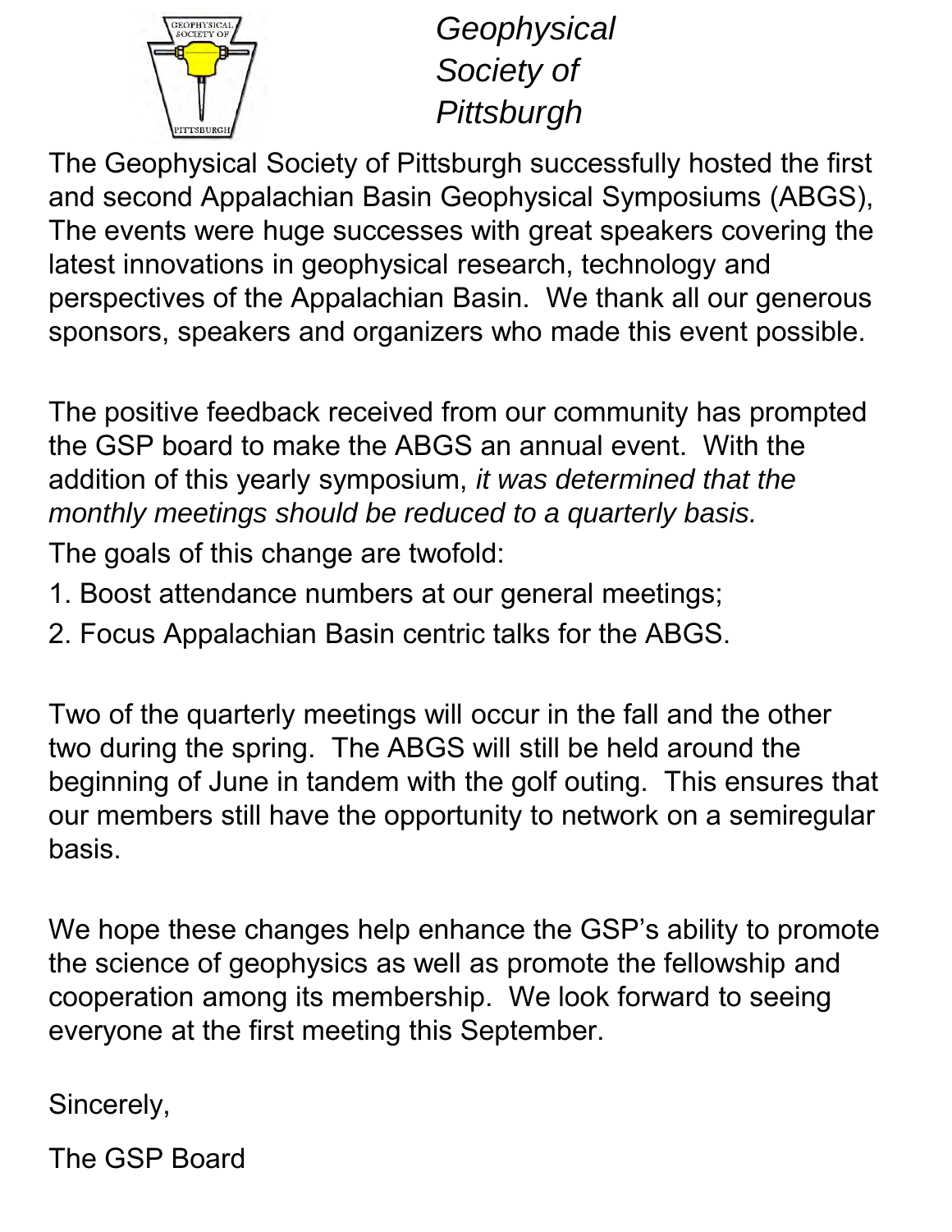# *Geophysical Society of Pittsburgh*

The Geophysical Society of Pittsburgh successfully hosted the first and second Appalachian Basin Geophysical Symposiums (ABGS), The events were huge successes with great speakers covering the latest innovations in geophysical research, technology and perspectives of the Appalachian Basin. We thank all our generous sponsors, speakers and organizers who made this event possible.

The positive feedback received from our community has prompted the GSP board to make the ABGS an annual event. With the addition of this yearly symposium, *it was determined that the monthly meetings should be reduced to a quarterly basis.*

The goals of this change are twofold:

1. Boost attendance numbers at our general meetings;
2. Focus Appalachian Basin centric talks for the ABGS.

Two of the quarterly meetings will occur in the fall and the other two during the spring. The ABGS will still be held around the beginning of June in tandem with the golf outing. This ensures that our members still have the opportunity to network on a semiregular basis.

We hope these changes help enhance the GSP's ability to promote the science of geophysics as well as promote the fellowship and cooperation among its membership. We look forward to seeing everyone at the first meeting this September.

Sincerely,

The GSP Board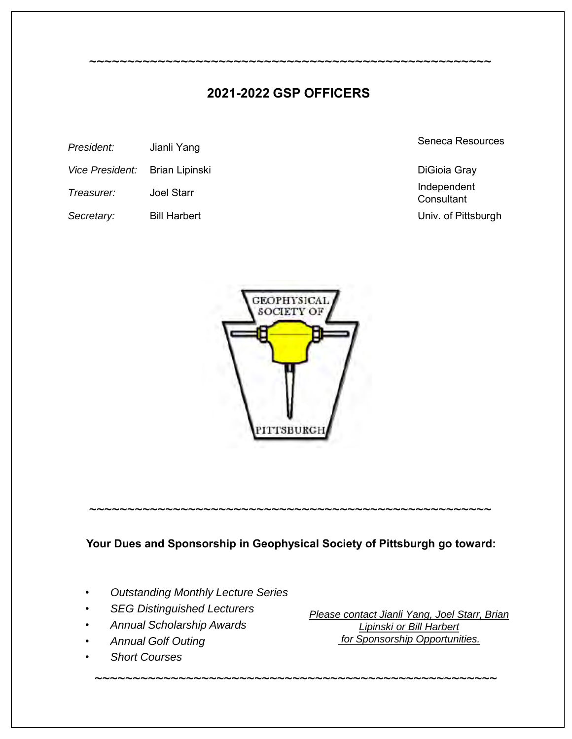~~~~~~~~~~~~~~~~~~~~~~~~~~~~~~~~~~~~~~~~~~~~~~~~~~~~~

## 2021-2022 GSP OFFICERS

| | | |
|---|---|---|
| *President:* | Jianli Yang | Seneca Resources |
| *Vice President:* | Brian Lipinski | DiGioia Gray |
| *Treasurer:* | Joel Starr | Independent Consultant |
| *Secretary:* | Bill Harbert | Univ. of Pittsburgh |

GEOPHYSICAL SOCIETY OF PITTSBURGH

~~~~~~~~~~~~~~~~~~~~~~~~~~~~~~~~~~~~~~~~~~~~~~~~~~~~~

**Your Dues and Sponsorship in Geophysical Society of Pittsburgh go toward:**

- *Outstanding Monthly Lecture Series*
- *SEG Distinguished Lecturers*
- *Annual Scholarship Awards*
- *Annual Golf Outing*
- *Short Courses*

*Please contact Jianli Yang, Joel Starr, Brian Lipinski or Bill Harbert for Sponsorship Opportunities.*

~~~~~~~~~~~~~~~~~~~~~~~~~~~~~~~~~~~~~~~~~~~~~~~~~~~~~